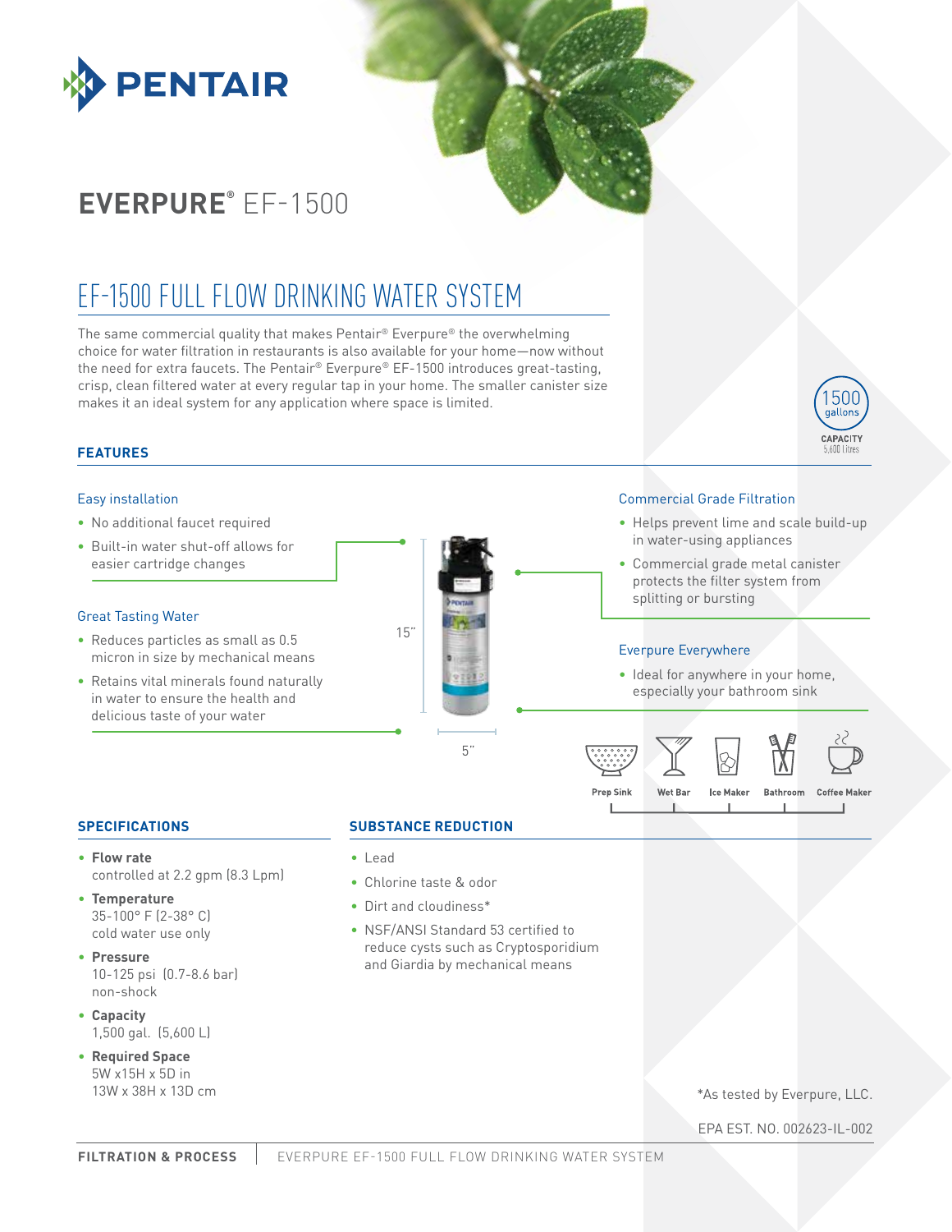PENTAIR

# EVERPURE® EF-1500

## EF-1500 FULL FLOW DRINKING WATER SYSTEM

The same commercial quality that makes Pentair® Everpure® the overwhelming choice for water filtration in restaurants is also available for your home—now without the need for extra faucets. The Pentair® Everpure® EF-1500 introduces great-tasting, crisp, clean filtered water at every regular tap in your home. The smaller canister size makes it an ideal system for any application where space is limited.

1500 gallons CAPACITY 5,600 litres

### FEATURES

**Easy installation**

- No additional faucet required
- Built-in water shut-off allows for easier cartridge changes

**Great Tasting Water**

- Reduces particles as small as 0.5 micron in size by mechanical means
- Retains vital minerals found naturally in water to ensure the health and delicious taste of your water

15"

5"

**Commercial Grade Filtration**

- Helps prevent lime and scale build-up in water-using appliances
- Commercial grade metal canister protects the filter system from splitting or bursting

**Everpure Everywhere**

- Ideal for anywhere in your home, especially your bathroom sink

Prep Sink | Wet Bar | Ice Maker | Bathroom | Coffee Maker

### SPECIFICATIONS

- **Flow rate**
  controlled at 2.2 gpm (8.3 Lpm)
- **Temperature**
  35-100° F (2-38° C)
  cold water use only
- **Pressure**
  10-125 psi (0.7-8.6 bar)
  non-shock
- **Capacity**
  1,500 gal. (5,600 L)
- **Required Space**
  5W x15H x 5D in
  13W x 38H x 13D cm

### SUBSTANCE REDUCTION

- Lead
- Chlorine taste & odor
- Dirt and cloudiness*
- NSF/ANSI Standard 53 certified to reduce cysts such as Cryptosporidium and Giardia by mechanical means

*As tested by Everpure, LLC.

EPA EST. NO. 002623-IL-002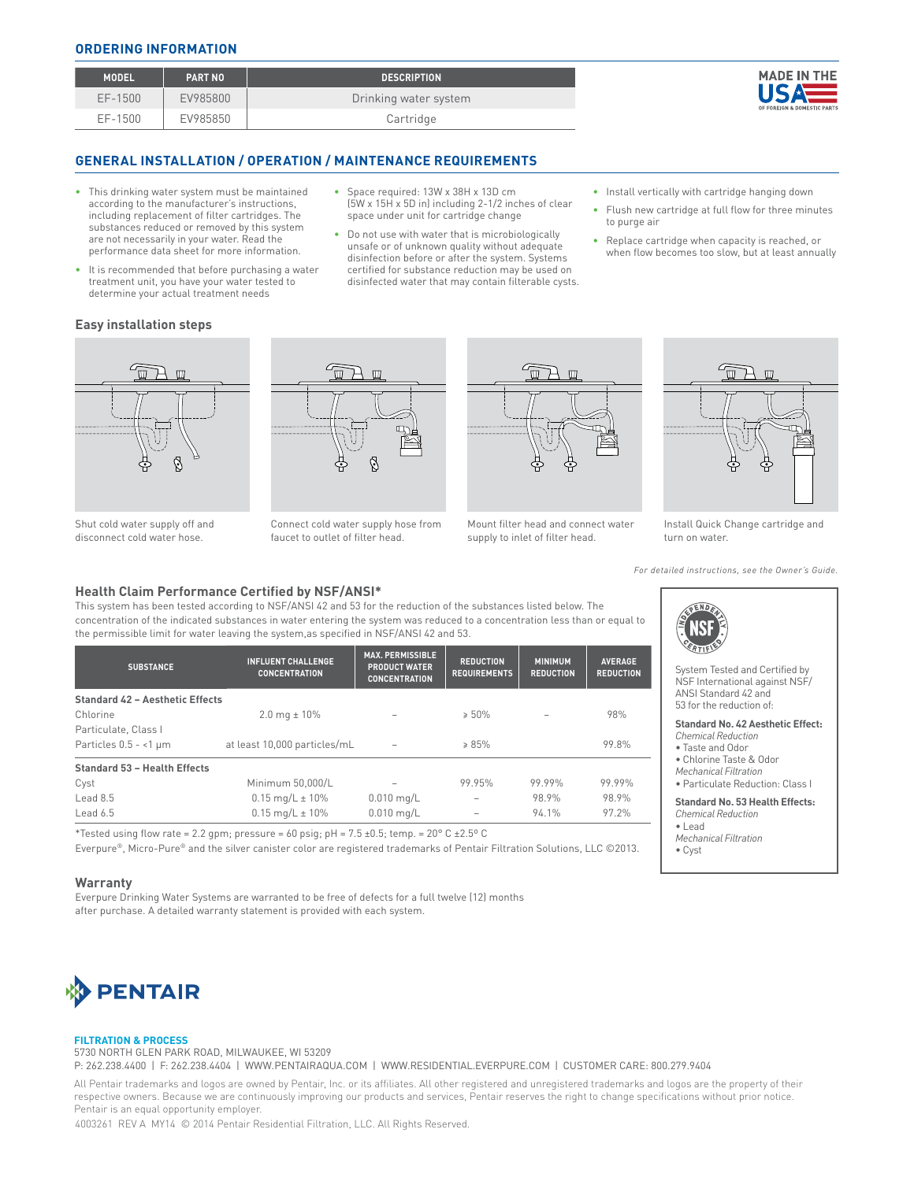## ORDERING INFORMATION

| MODEL | PART NO | DESCRIPTION |
|---|---|---|
| EF-1500 | EV985800 | Drinking water system |
| EF-1500 | EV985850 | Cartridge |

MADE IN THE USA OF FOREIGN & DOMESTIC PARTS

## GENERAL INSTALLATION / OPERATION / MAINTENANCE REQUIREMENTS

- This drinking water system must be maintained according to the manufacturer's instructions, including replacement of filter cartridges. The substances reduced or removed by this system are not necessarily in your water. Read the performance data sheet for more information.
- It is recommended that before purchasing a water treatment unit, you have your water tested to determine your actual treatment needs
- Space required: 13W x 38H x 13D cm (5W x 15H x 5D in) including 2-1/2 inches of clear space under unit for cartridge change
- Do not use with water that is microbiologically unsafe or of unknown quality without adequate disinfection before or after the system. Systems certified for substance reduction may be used on disinfected water that may contain filterable cysts.
- Install vertically with cartridge hanging down
- Flush new cartridge at full flow for three minutes to purge air
- Replace cartridge when capacity is reached, or when flow becomes too slow, but at least annually

### Easy installation steps

Shut cold water supply off and disconnect cold water hose.

Connect cold water supply hose from faucet to outlet of filter head.

Mount filter head and connect water supply to inlet of filter head.

Install Quick Change cartridge and turn on water.

*For detailed instructions, see the Owner's Guide.*

### Health Claim Performance Certified by NSF/ANSI*

This system has been tested according to NSF/ANSI 42 and 53 for the reduction of the substances listed below. The concentration of the indicated substances in water entering the system was reduced to a concentration less than or equal to the permissible limit for water leaving the system,as specified in NSF/ANSI 42 and 53.

| SUBSTANCE | INFLUENT CHALLENGE CONCENTRATION | MAX. PERMISSIBLE PRODUCT WATER CONCENTRATION | REDUCTION REQUIREMENTS | MINIMUM REDUCTION | AVERAGE REDUCTION |
|---|---|---|---|---|---|
| **Standard 42 – Aesthetic Effects** | | | | | |
| Chlorine | 2.0 mg ± 10% | – | ≥ 50% | – | 98% |
| Particulate, Class I | | | | | |
| Particles 0.5 - <1 µm | at least 10,000 particles/mL | – | ≥ 85% | | 99.8% |
| **Standard 53 – Health Effects** | | | | | |
| Cyst | Minimum 50,000/L | – | 99.95% | 99.99% | 99.99% |
| Lead 8.5 | 0.15 mg/L ± 10% | 0.010 mg/L | – | 98.9% | 98.9% |
| Lead 6.5 | 0.15 mg/L ± 10% | 0.010 mg/L | – | 94.1% | 97.2% |

*Tested using flow rate = 2.2 gpm; pressure = 60 psig; pH = 7.5 ±0.5; temp. = 20° C ±2.5° C

Everpure®, Micro-Pure® and the silver canister color are registered trademarks of Pentair Filtration Solutions, LLC ©2013.

NSF INDEPENDENTLY CERTIFIED

System Tested and Certified by NSF International against NSF/ANSI Standard 42 and 53 for the reduction of:

**Standard No. 42 Aesthetic Effect:**
*Chemical Reduction*
- Taste and Odor
- Chlorine Taste & Odor

*Mechanical Filtration*
- Particulate Reduction: Class I

**Standard No. 53 Health Effects:**
*Chemical Reduction*
- Lead

*Mechanical Filtration*
- Cyst

### Warranty

Everpure Drinking Water Systems are warranted to be free of defects for a full twelve (12) months after purchase. A detailed warranty statement is provided with each system.

PENTAIR

**FILTRATION & PROCESS**
5730 NORTH GLEN PARK ROAD, MILWAUKEE, WI 53209
P: 262.238.4400 | F: 262.238.4404 | WWW.PENTAIRAQUA.COM | WWW.RESIDENTIAL.EVERPURE.COM | CUSTOMER CARE: 800.279.9404

All Pentair trademarks and logos are owned by Pentair, Inc. or its affiliates. All other registered and unregistered trademarks and logos are the property of their respective owners. Because we are continuously improving our products and services, Pentair reserves the right to change specifications without prior notice. Pentair is an equal opportunity employer.

4003261 REV A MY14 © 2014 Pentair Residential Filtration, LLC. All Rights Reserved.